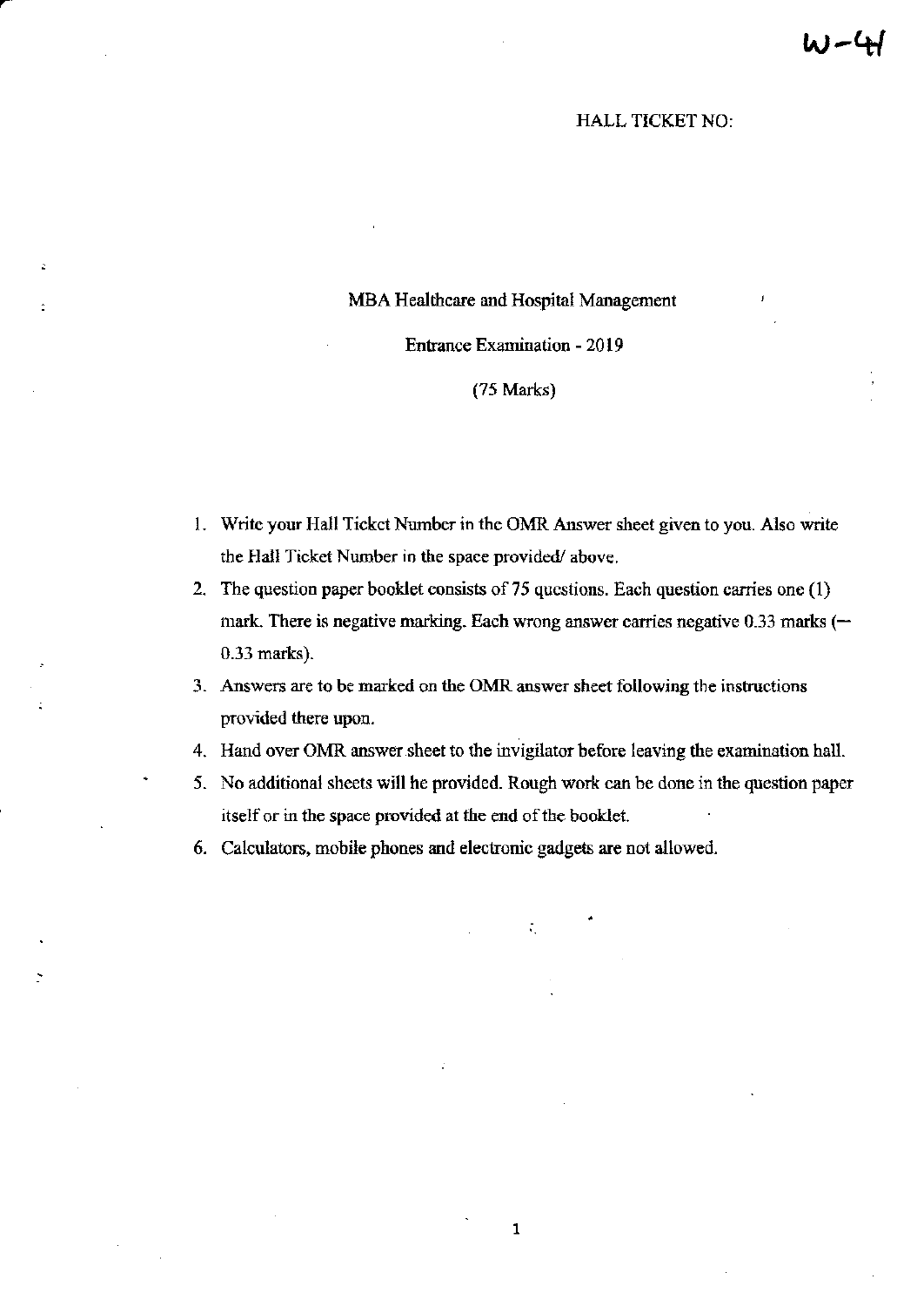W-44

HALL TICKET NO:

# MBA Healthcare and Hospital Management

## Entrance Examination - 2019

(75 Marks)

1. Write your Hall Ticket Number in the OMR Answer sheet given to you. Also write the Hall Ticket Number in the space provided/ above.
2. The question paper booklet consists of 75 questions. Each question carries one (1) mark. There is negative marking. Each wrong answer carries negative 0.33 marks (– 0.33 marks).
3. Answers are to be marked on the OMR answer sheet following the instructions provided there upon.
4. Hand over OMR answer sheet to the invigilator before leaving the examination hall.
5. No additional sheets will be provided. Rough work can be done in the question paper itself or in the space provided at the end of the booklet.
6. Calculators, mobile phones and electronic gadgets are not allowed.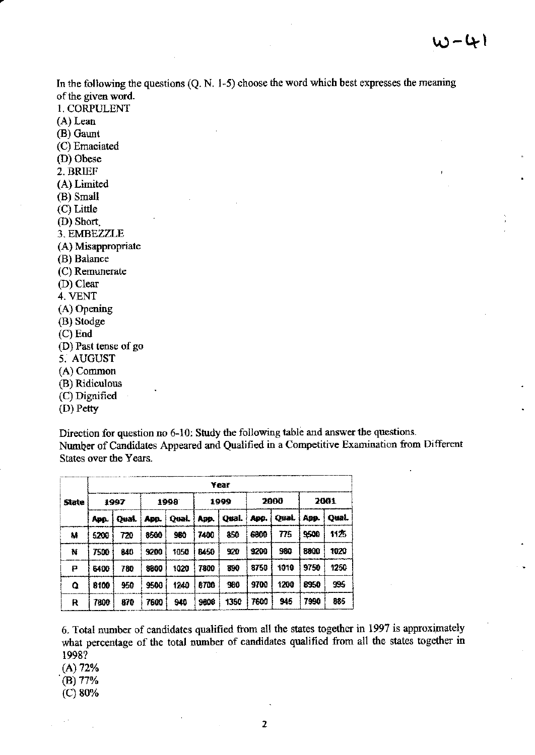W-41

In the following the questions (Q. N. 1-5) choose the word which best expresses the meaning of the given word.

1. CORPULENT
(A) Lean
(B) Gaunt
(C) Emaciated
(D) Obese

2. BRIEF
(A) Limited
(B) Small
(C) Little
(D) Short.

3. EMBEZZLE
(A) Misappropriate
(B) Balance
(C) Remunerate
(D) Clear

4. VENT
(A) Opening
(B) Stodge
(C) End
(D) Past tense of go

5. AUGUST
(A) Common
(B) Ridiculous
(C) Dignified
(D) Petty

Direction for question no 6-10: Study the following table and answer the questions.
Number of Candidates Appeared and Qualified in a Competitive Examination from Different States over the Years.

| State | Year | | | | | | | | | |
|---|---|---|---|---|---|---|---|---|---|---|
| | 1997 | | 1998 | | 1999 | | 2000 | | 2001 | |
| | App. | Qual. | App. | Qual. | App. | Qual. | App. | Qual. | App. | Qual. |
| M | 5200 | 720 | 8500 | 980 | 7400 | 850 | 6800 | 775 | 9500 | 1125 |
| N | 7500 | 840 | 9200 | 1050 | 8450 | 920 | 9200 | 980 | 8800 | 1020 |
| P | 6400 | 780 | 8800 | 1020 | 7800 | 890 | 8750 | 1010 | 9750 | 1250 |
| Q | 8100 | 950 | 9500 | 1240 | 8700 | 980 | 9700 | 1200 | 8950 | 995 |
| R | 7800 | 870 | 7600 | 940 | 9800 | 1350 | 7600 | 945 | 7990 | 885 |

6. Total number of candidates qualified from all the states together in 1997 is approximately what percentage of the total number of candidates qualified from all the states together in 1998?
(A) 72%
(B) 77%
(C) 80%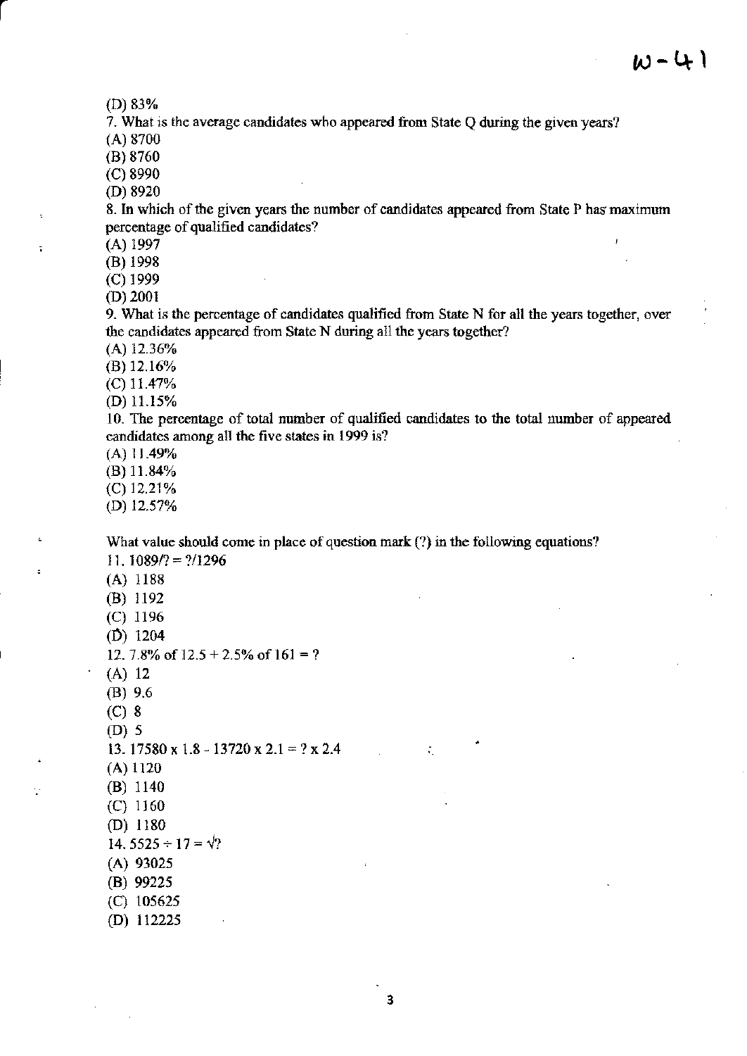(D) 83%

7. What is the average candidates who appeared from State Q during the given years?

(A) 8700

(B) 8760

(C) 8990

(D) 8920

8. In which of the given years the number of candidates appeared from State P has maximum percentage of qualified candidates?

(A) 1997

(B) 1998

(C) 1999

(D) 2001

9. What is the percentage of candidates qualified from State N for all the years together, over the candidates appeared from State N during all the years together?

(A) 12.36%

(B) 12.16%

(C) 11.47%

(D) 11.15%

10. The percentage of total number of qualified candidates to the total number of appeared candidates among all the five states in 1999 is?

(A) 11.49%

(B) 11.84%

(C) 12.21%

(D) 12.57%

What value should come in place of question mark (?) in the following equations?

11. $1089/? = ?/1296$

(A) 1188

(B) 1192

(C) 1196

(D) 1204

12. 7.8% of 12.5 + 2.5% of 161 = ?

(A) 12

(B) 9.6

(C) 8

(D) 5

13. $17580 \times 1.8 - 13720 \times 2.1 = ? \times 2.4$

(A) 1120

(B) 1140

(C) 1160

(D) 1180

14. $5525 \div 17 = \sqrt{?}$

(A) 93025

(B) 99225

(C) 105625

(D) 112225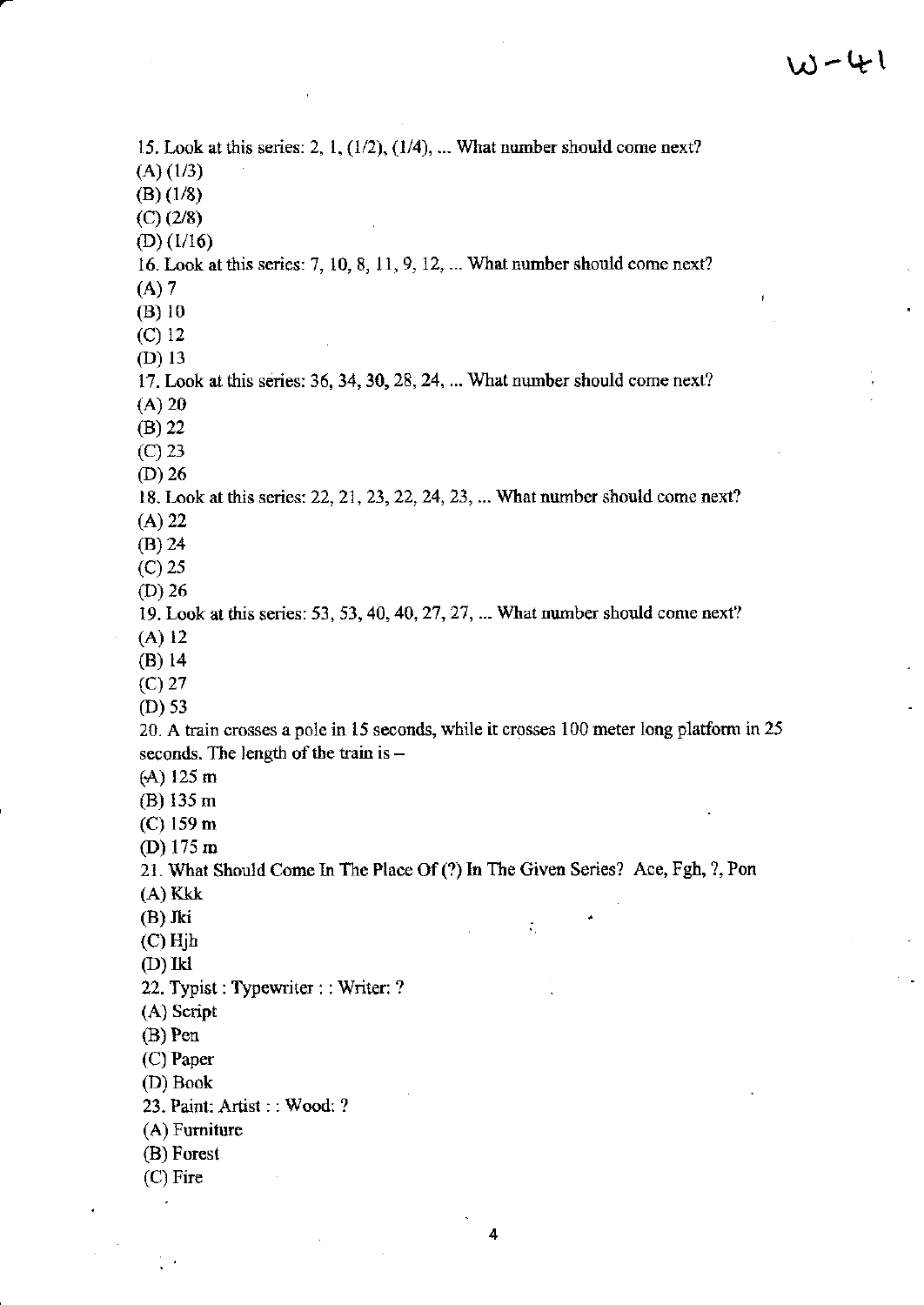15. Look at this series: 2, 1, (1/2), (1/4), ... What number should come next?

(A) (1/3)

(B) (1/8)

(C) (2/8)

(D) (1/16)

16. Look at this series: 7, 10, 8, 11, 9, 12, ... What number should come next?

(A) 7

(B) 10

(C) 12

(D) 13

17. Look at this series: 36, 34, 30, 28, 24, ... What number should come next?

(A) 20

(B) 22

(C) 23

(D) 26

18. Look at this series: 22, 21, 23, 22, 24, 23, ... What number should come next?

(A) 22

(B) 24

(C) 25

(D) 26

19. Look at this series: 53, 53, 40, 40, 27, 27, ... What number should come next?

(A) 12

(B) 14

(C) 27

(D) 53

20. A train crosses a pole in 15 seconds, while it crosses 100 meter long platform in 25 seconds. The length of the train is –

(A) 125 m

(B) 135 m

(C) 159 m

(D) 175 m

21. What Should Come In The Place Of (?) In The Given Series? Ace, Fgh, ?, Pon

(A) Kkk

(B) Jki

(C) Hjh

(D) Ikl

22. Typist : Typewriter : : Writer: ?

(A) Script

(B) Pen

(C) Paper

(D) Book

23. Paint: Artist : : Wood: ?

(A) Furniture

(B) Forest

(C) Fire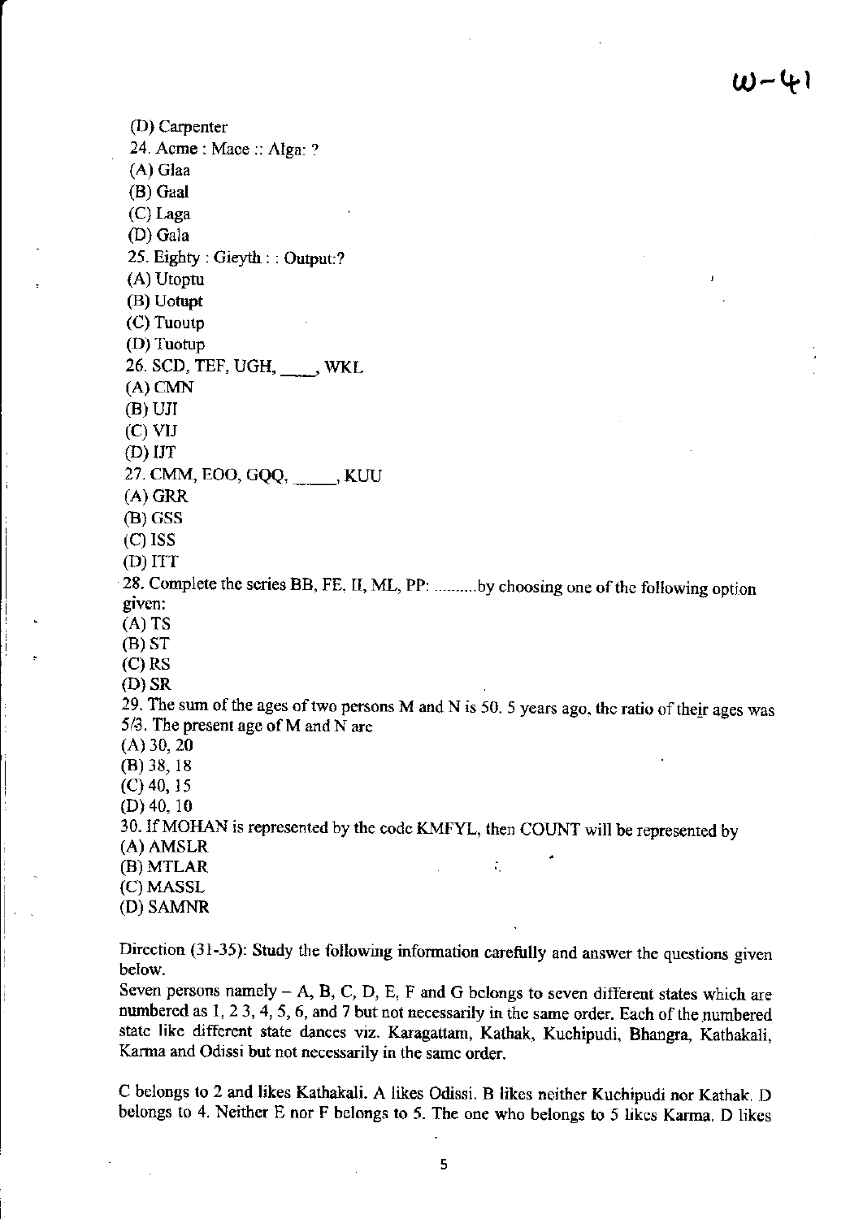(D) Carpenter

24. Acme : Mace :: Alga: ?

(A) Glaa

(B) Gaal

(C) Laga

(D) Gala

25. Eighty : Gieyth : : Output:?

(A) Utoptu

(B) Uotupt

(C) Tuoutp

(D) Tuotup

26. SCD, TEF, UGH, ____, WKL

(A) CMN

(B) UJI

(C) VIJ

(D) IJT

27. CMM, EOO, GQQ, _____, KUU

(A) GRR

(B) GSS

(C) ISS

(D) ITT

28. Complete the series BB, FE, II, ML, PP: ..........by choosing one of the following option given:

(A) TS

(B) ST

(C) RS

(D) SR

29. The sum of the ages of two persons M and N is 50. 5 years ago, the ratio of their ages was 5/3. The present age of M and N are

(A) 30, 20

(B) 38, 18

(C) 40, 15

(D) 40, 10

30. If MOHAN is represented by the code KMFYL, then COUNT will be represented by

(A) AMSLR

(B) MTLAR

(C) MASSL

(D) SAMNR

Direction (31-35): Study the following information carefully and answer the questions given below.

Seven persons namely – A, B, C, D, E, F and G belongs to seven different states which are numbered as 1, 2 3, 4, 5, 6, and 7 but not necessarily in the same order. Each of the numbered state like different state dances viz. Karagattam, Kathak, Kuchipudi, Bhangra, Kathakali, Karma and Odissi but not necessarily in the same order.

C belongs to 2 and likes Kathakali. A likes Odissi. B likes neither Kuchipudi nor Kathak. D belongs to 4. Neither E nor F belongs to 5. The one who belongs to 5 likes Karma. D likes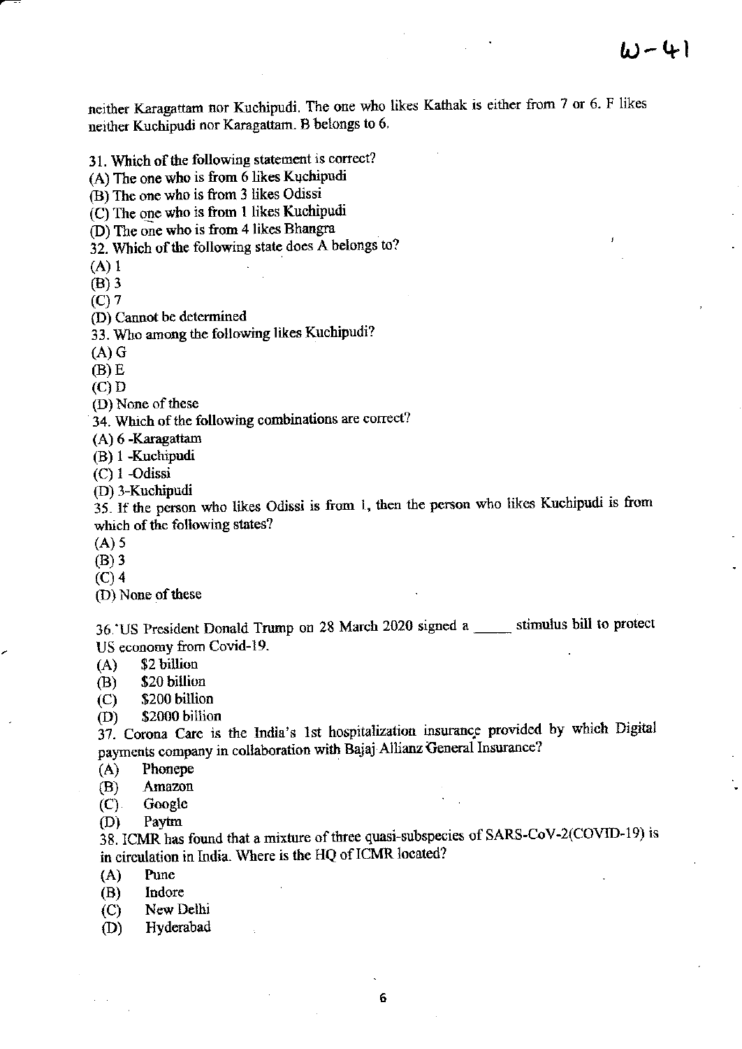neither Karagattam nor Kuchipudi. The one who likes Kathak is either from 7 or 6. F likes neither Kuchipudi nor Karagattam. B belongs to 6.

31. Which of the following statement is correct?
(A) The one who is from 6 likes Kuchipudi
(B) The one who is from 3 likes Odissi
(C) The one who is from 1 likes Kuchipudi
(D) The one who is from 4 likes Bhangra

32. Which of the following state does A belongs to?
(A) 1
(B) 3
(C) 7
(D) Cannot be determined

33. Who among the following likes Kuchipudi?
(A) G
(B) E
(C) D
(D) None of these

34. Which of the following combinations are correct?
(A) 6 -Karagattam
(B) 1 -Kuchipudi
(C) 1 -Odissi
(D) 3-Kuchipudi

35. If the person who likes Odissi is from 1, then the person who likes Kuchipudi is from which of the following states?
(A) 5
(B) 3
(C) 4
(D) None of these

36. US President Donald Trump on 28 March 2020 signed a _____ stimulus bill to protect US economy from Covid-19.
(A) $2 billion
(B) $20 billion
(C) $200 billion
(D) $2000 billion

37. Corona Care is the India's 1st hospitalization insurance provided by which Digital payments company in collaboration with Bajaj Allianz General Insurance?
(A) Phonepe
(B) Amazon
(C) Google
(D) Paytm

38. ICMR has found that a mixture of three quasi-subspecies of SARS-CoV-2(COVID-19) is in circulation in India. Where is the HQ of ICMR located?
(A) Pune
(B) Indore
(C) New Delhi
(D) Hyderabad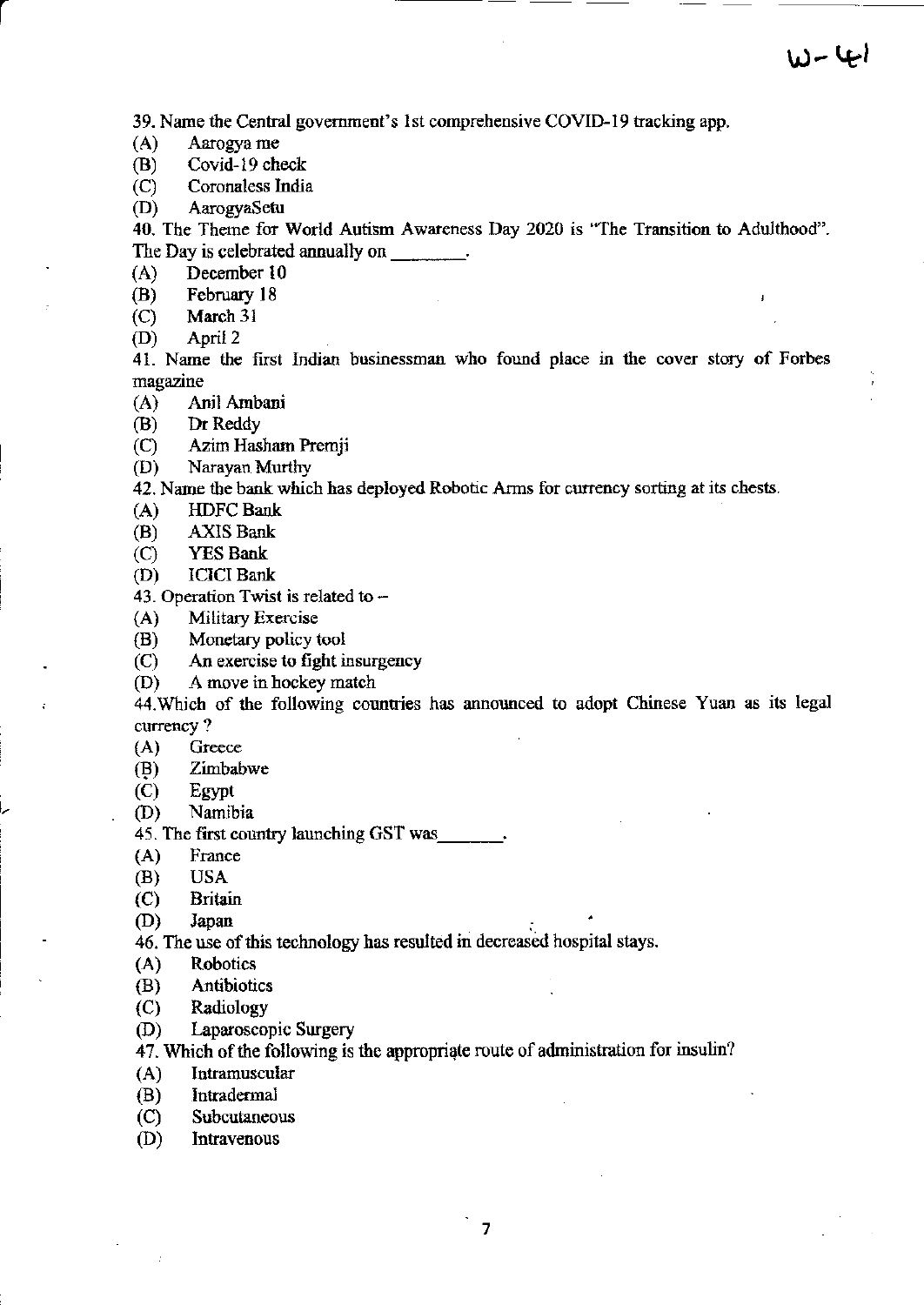39. Name the Central government's 1st comprehensive COVID-19 tracking app.

(A) Aarogya me
(B) Covid-19 check
(C) Coronaless India
(D) AarogyaSetu

40. The Theme for World Autism Awareness Day 2020 is "The Transition to Adulthood". The Day is celebrated annually on ________.

(A) December 10
(B) February 18
(C) March 31
(D) April 2

41. Name the first Indian businessman who found place in the cover story of Forbes magazine

(A) Anil Ambani
(B) Dr Reddy
(C) Azim Hasham Premji
(D) Narayan Murthy

42. Name the bank which has deployed Robotic Arms for currency sorting at its chests.

(A) HDFC Bank
(B) AXIS Bank
(C) YES Bank
(D) ICICI Bank

43. Operation Twist is related to –

(A) Military Exercise
(B) Monetary policy tool
(C) An exercise to fight insurgency
(D) A move in hockey match

44. Which of the following countries has announced to adopt Chinese Yuan as its legal currency ?

(A) Greece
(B) Zimbabwe
(C) Egypt
(D) Namibia

45. The first country launching GST was_______.

(A) France
(B) USA
(C) Britain
(D) Japan

46. The use of this technology has resulted in decreased hospital stays.

(A) Robotics
(B) Antibiotics
(C) Radiology
(D) Laparoscopic Surgery

47. Which of the following is the appropriate route of administration for insulin?

(A) Intramuscular
(B) Intradermal
(C) Subcutaneous
(D) Intravenous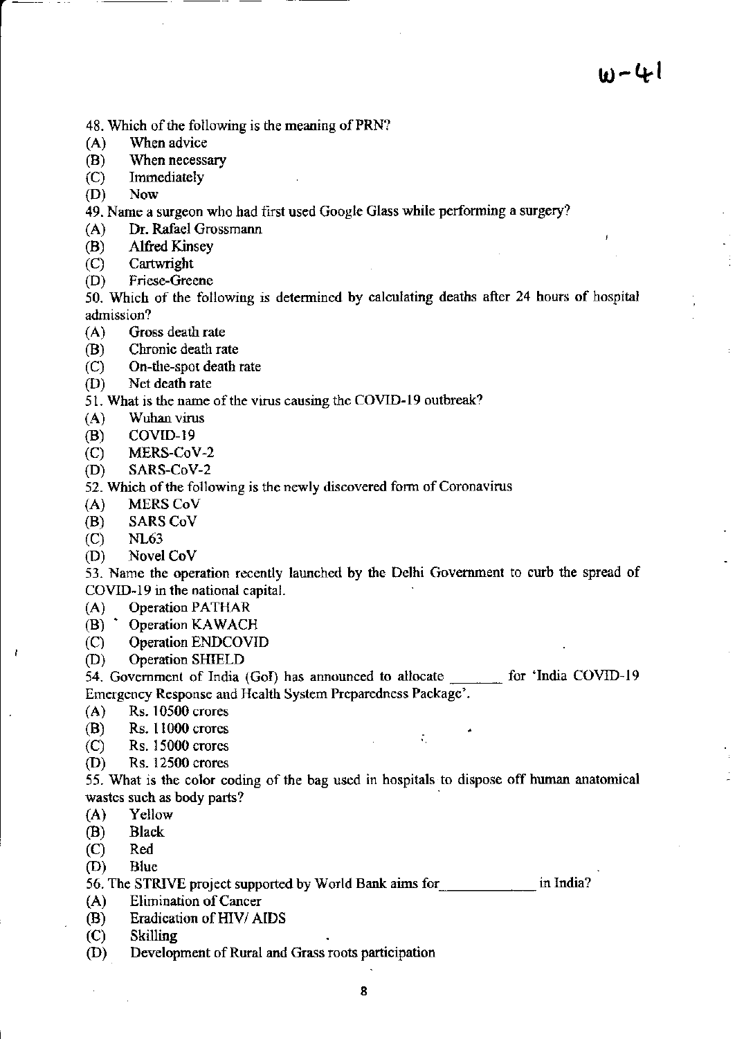48. Which of the following is the meaning of PRN?

(A) When advice
(B) When necessary
(C) Immediately
(D) Now

49. Name a surgeon who had first used Google Glass while performing a surgery?

(A) Dr. Rafael Grossmann
(B) Alfred Kinsey
(C) Cartwright
(D) Friese-Greene

50. Which of the following is determined by calculating deaths after 24 hours of hospital admission?

(A) Gross death rate
(B) Chronic death rate
(C) On-the-spot death rate
(D) Net death rate

51. What is the name of the virus causing the COVID-19 outbreak?

(A) Wuhan virus
(B) COVID-19
(C) MERS-CoV-2
(D) SARS-CoV-2

52. Which of the following is the newly discovered form of Coronavirus

(A) MERS CoV
(B) SARS CoV
(C) NL63
(D) Novel CoV

53. Name the operation recently launched by the Delhi Government to curb the spread of COVID-19 in the national capital.

(A) Operation PATHAR
(B) Operation KAWACH
(C) Operation ENDCOVID
(D) Operation SHIELD

54. Government of India (GoI) has announced to allocate _______ for 'India COVID-19 Emergency Response and Health System Preparedness Package'.

(A) Rs. 10500 crores
(B) Rs. 11000 crores
(C) Rs. 15000 crores
(D) Rs. 12500 crores

55. What is the color coding of the bag used in hospitals to dispose off human anatomical wastes such as body parts?

(A) Yellow
(B) Black
(C) Red
(D) Blue

56. The STRIVE project supported by World Bank aims for____________ in India?

(A) Elimination of Cancer
(B) Eradication of HIV/ AIDS
(C) Skilling
(D) Development of Rural and Grass roots participation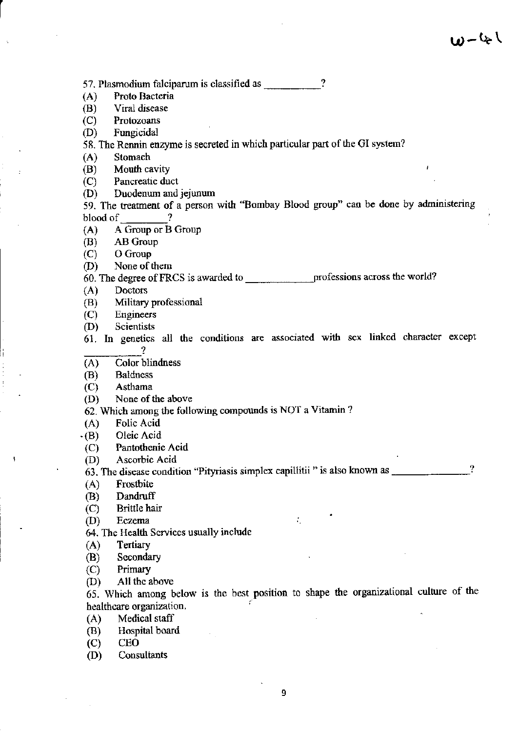57. Plasmodium falciparum is classified as __________?

(A) Proto Bacteria
(B) Viral disease
(C) Protozoans
(D) Fungicidal

58. The Rennin enzyme is secreted in which particular part of the GI system?

(A) Stomach
(B) Mouth cavity
(C) Pancreatic duct
(D) Duodenum and jejunum

59. The treatment of a person with "Bombay Blood group" can be done by administering blood of ________?

(A) A Group or B Group
(B) AB Group
(C) O Group
(D) None of them

60. The degree of FRCS is awarded to ____________professions across the world?

(A) Doctors
(B) Military professional
(C) Engineers
(D) Scientists

61. In genetics all the conditions are associated with sex linked character except __________?

(A) Color blindness
(B) Baldness
(C) Asthama
(D) None of the above

62. Which among the following compounds is NOT a Vitamin ?

(A) Folic Acid
(B) Oleic Acid
(C) Pantothenic Acid
(D) Ascorbic Acid

63. The disease condition "Pityriasis simplex capillitii " is also known as ______________?

(A) Frostbite
(B) Dandruff
(C) Brittle hair
(D) Eczema

64. The Health Services usually include

(A) Tertiary
(B) Secondary
(C) Primary
(D) All the above

65. Which among below is the best position to shape the organizational culture of the healthcare organization.

(A) Medical staff
(B) Hospital board
(C) CEO
(D) Consultants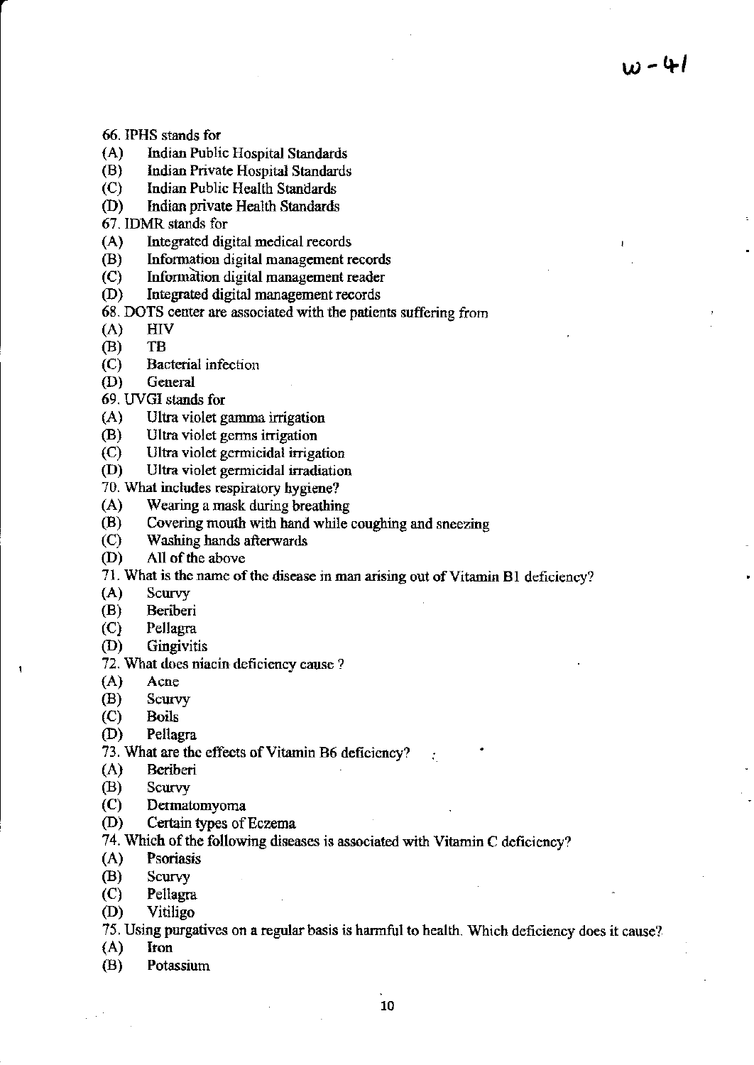66. IPHS stands for

(A) Indian Public Hospital Standards
(B) Indian Private Hospital Standards
(C) Indian Public Health Standards
(D) Indian private Health Standards

67. IDMR stands for

(A) Integrated digital medical records
(B) Information digital management records
(C) Information digital management reader
(D) Integrated digital management records

68. DOTS center are associated with the patients suffering from

(A) HIV
(B) TB
(C) Bacterial infection
(D) General

69. UVGI stands for

(A) Ultra violet gamma irrigation
(B) Ultra violet germs irrigation
(C) Ultra violet germicidal irrigation
(D) Ultra violet germicidal irradiation

70. What includes respiratory hygiene?

(A) Wearing a mask during breathing
(B) Covering mouth with hand while coughing and sneezing
(C) Washing hands afterwards
(D) All of the above

71. What is the name of the disease in man arising out of Vitamin B1 deficiency?

(A) Scurvy
(B) Beriberi
(C) Pellagra
(D) Gingivitis

72. What does niacin deficiency cause ?

(A) Acne
(B) Scurvy
(C) Boils
(D) Pellagra

73. What are the effects of Vitamin B6 deficiency?

(A) Beriberi
(B) Scurvy
(C) Dermatomyoma
(D) Certain types of Eczema

74. Which of the following diseases is associated with Vitamin C deficiency?

(A) Psoriasis
(B) Scurvy
(C) Pellagra
(D) Vitiligo

75. Using purgatives on a regular basis is harmful to health. Which deficiency does it cause?

(A) Iron
(B) Potassium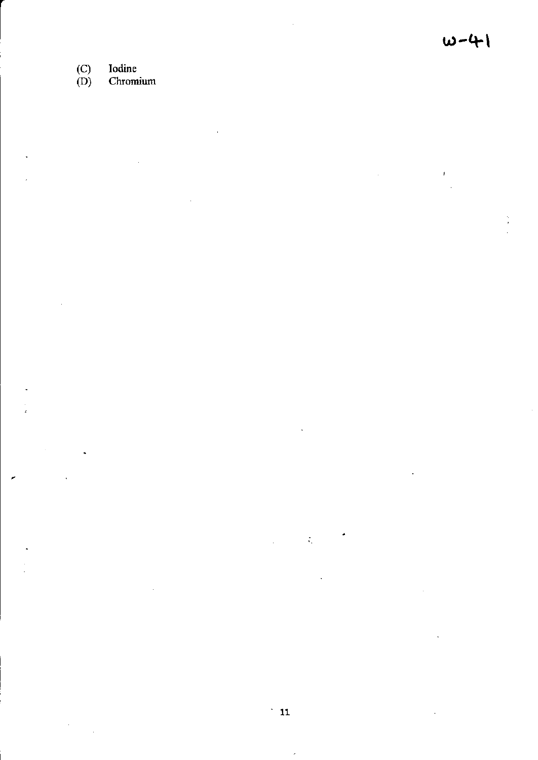(C) Iodine
(D) Chromium